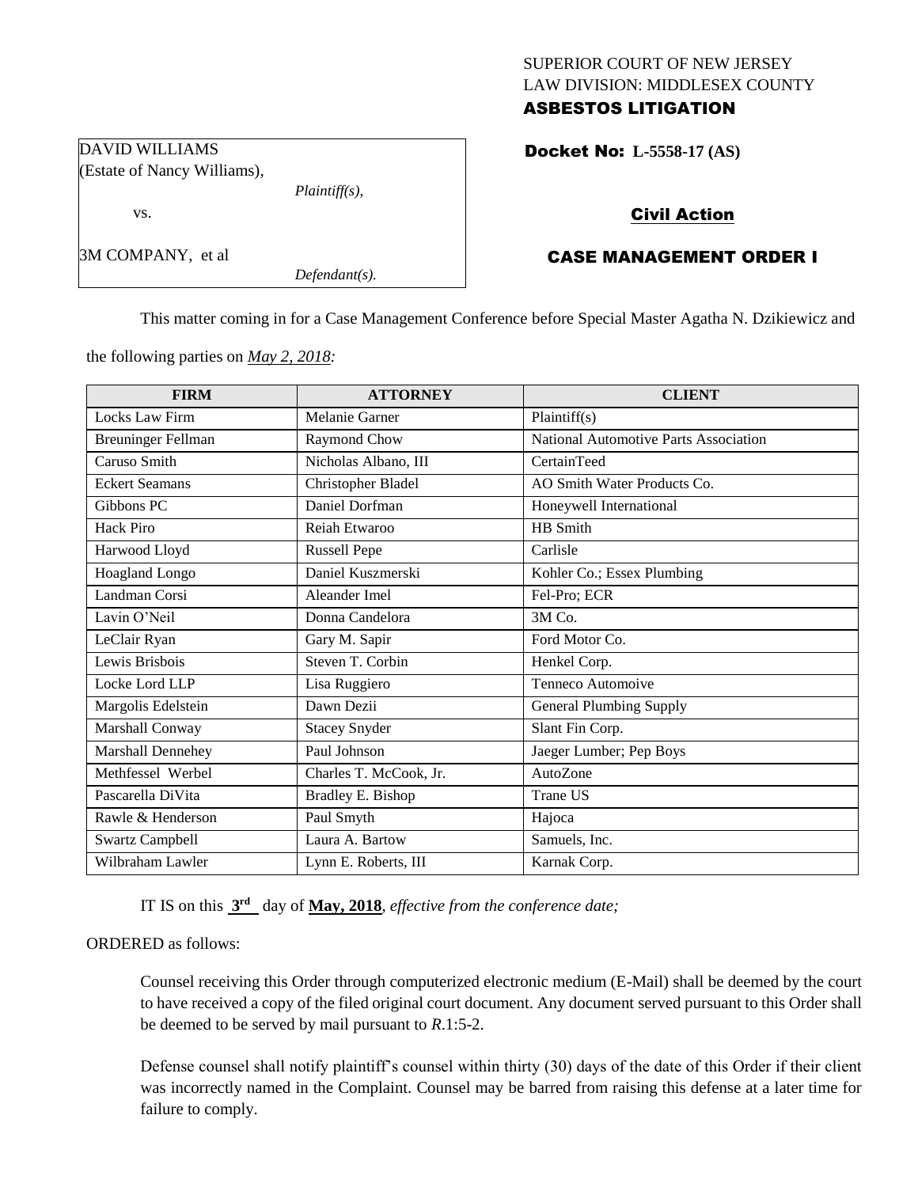SUPERIOR COURT OF NEW JERSEY
LAW DIVISION: MIDDLESEX COUNTY
**ASBESTOS LITIGATION**

DAVID WILLIAMS
(Estate of Nancy Williams),
*Plaintiff(s),*

vs.

3M COMPANY, et al
*Defendant(s).*

**Docket No: L-5558-17 (AS)**

**Civil Action**

**CASE MANAGEMENT ORDER I**

This matter coming in for a Case Management Conference before Special Master Agatha N. Dzikiewicz and the following parties on *May 2, 2018:*

| FIRM | ATTORNEY | CLIENT |
|---|---|---|
| Locks Law Firm | Melanie Garner | Plaintiff(s) |
| Breuninger Fellman | Raymond Chow | National Automotive Parts Association |
| Caruso Smith | Nicholas Albano, III | CertainTeed |
| Eckert Seamans | Christopher Bladel | AO Smith Water Products Co. |
| Gibbons PC | Daniel Dorfman | Honeywell International |
| Hack Piro | Reiah Etwaroo | HB Smith |
| Harwood Lloyd | Russell Pepe | Carlisle |
| Hoagland Longo | Daniel Kuszmerski | Kohler Co.; Essex Plumbing |
| Landman Corsi | Aleander Imel | Fel-Pro; ECR |
| Lavin O'Neil | Donna Candelora | 3M Co. |
| LeClair Ryan | Gary M. Sapir | Ford Motor Co. |
| Lewis Brisbois | Steven T. Corbin | Henkel Corp. |
| Locke Lord LLP | Lisa Ruggiero | Tenneco Automoive |
| Margolis Edelstein | Dawn Dezii | General Plumbing Supply |
| Marshall Conway | Stacey Snyder | Slant Fin Corp. |
| Marshall Dennehey | Paul Johnson | Jaeger Lumber; Pep Boys |
| Methfessel Werbel | Charles T. McCook, Jr. | AutoZone |
| Pascarella DiVita | Bradley E. Bishop | Trane US |
| Rawle & Henderson | Paul Smyth | Hajoca |
| Swartz Campbell | Laura A. Bartow | Samuels, Inc. |
| Wilbraham Lawler | Lynn E. Roberts, III | Karnak Corp. |

IT IS on this **3rd** day of **May, 2018**, *effective from the conference date;*

ORDERED as follows:

Counsel receiving this Order through computerized electronic medium (E-Mail) shall be deemed by the court to have received a copy of the filed original court document. Any document served pursuant to this Order shall be deemed to be served by mail pursuant to *R*.1:5-2.

Defense counsel shall notify plaintiff's counsel within thirty (30) days of the date of this Order if their client was incorrectly named in the Complaint. Counsel may be barred from raising this defense at a later time for failure to comply.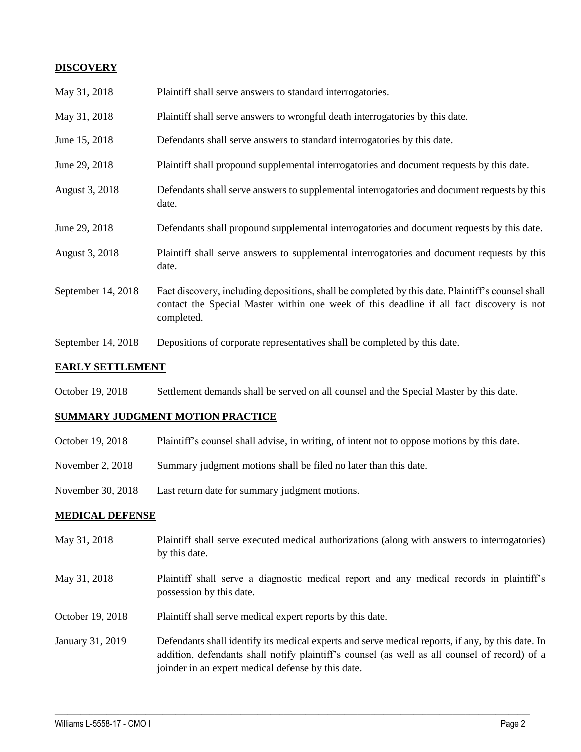## DISCOVERY

| | |
|---|---|
| May 31, 2018 | Plaintiff shall serve answers to standard interrogatories. |
| May 31, 2018 | Plaintiff shall serve answers to wrongful death interrogatories by this date. |
| June 15, 2018 | Defendants shall serve answers to standard interrogatories by this date. |
| June 29, 2018 | Plaintiff shall propound supplemental interrogatories and document requests by this date. |
| August 3, 2018 | Defendants shall serve answers to supplemental interrogatories and document requests by this date. |
| June 29, 2018 | Defendants shall propound supplemental interrogatories and document requests by this date. |
| August 3, 2018 | Plaintiff shall serve answers to supplemental interrogatories and document requests by this date. |
| September 14, 2018 | Fact discovery, including depositions, shall be completed by this date. Plaintiff's counsel shall contact the Special Master within one week of this deadline if all fact discovery is not completed. |
| September 14, 2018 | Depositions of corporate representatives shall be completed by this date. |

## EARLY SETTLEMENT

| | |
|---|---|
| October 19, 2018 | Settlement demands shall be served on all counsel and the Special Master by this date. |

## SUMMARY JUDGMENT MOTION PRACTICE

| | |
|---|---|
| October 19, 2018 | Plaintiff's counsel shall advise, in writing, of intent not to oppose motions by this date. |
| November 2, 2018 | Summary judgment motions shall be filed no later than this date. |
| November 30, 2018 | Last return date for summary judgment motions. |

## MEDICAL DEFENSE

| | |
|---|---|
| May 31, 2018 | Plaintiff shall serve executed medical authorizations (along with answers to interrogatories) by this date. |
| May 31, 2018 | Plaintiff shall serve a diagnostic medical report and any medical records in plaintiff's possession by this date. |
| October 19, 2018 | Plaintiff shall serve medical expert reports by this date. |
| January 31, 2019 | Defendants shall identify its medical experts and serve medical reports, if any, by this date. In addition, defendants shall notify plaintiff's counsel (as well as all counsel of record) of a joinder in an expert medical defense by this date. |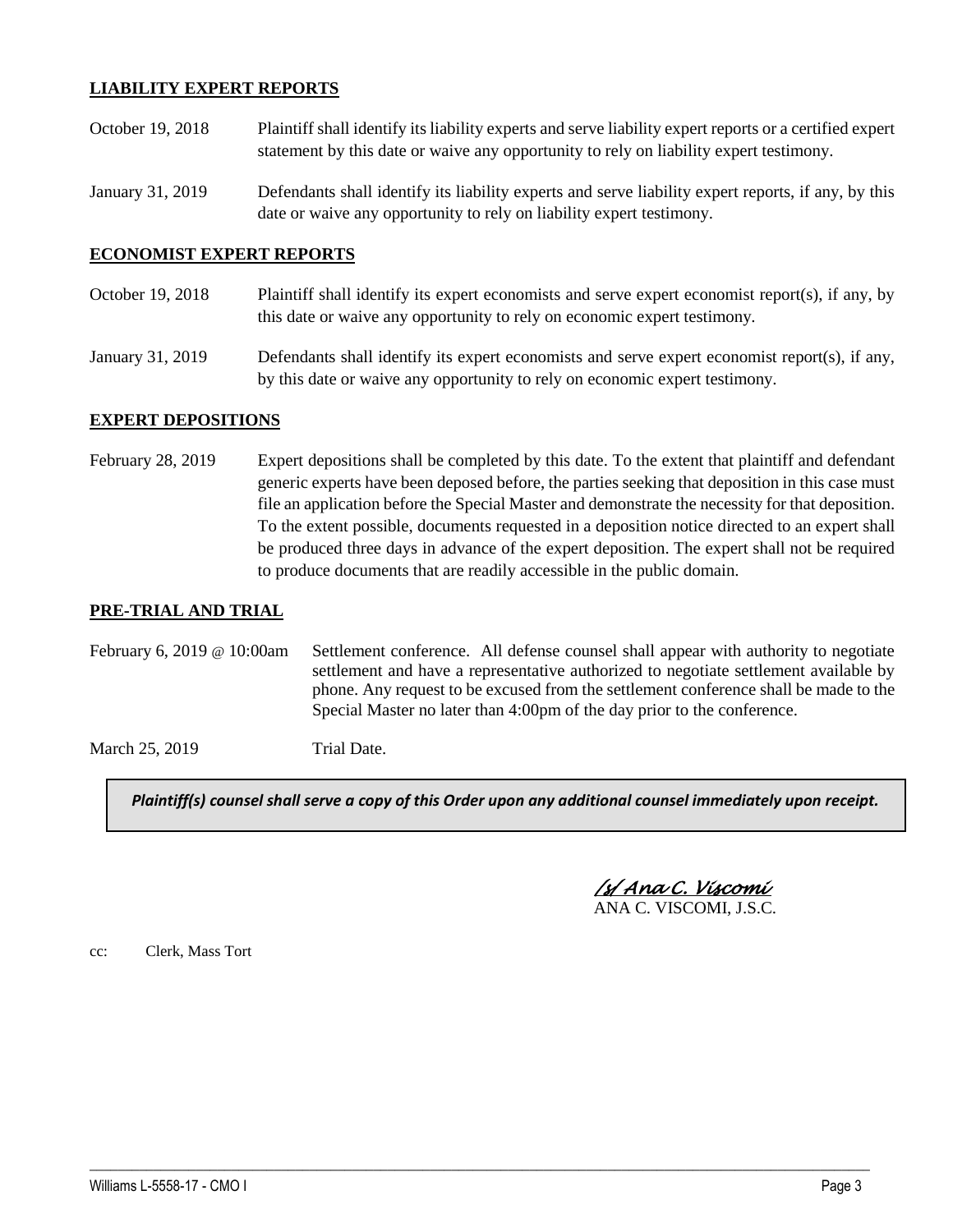**LIABILITY EXPERT REPORTS**

| | |
|---|---|
| October 19, 2018 | Plaintiff shall identify its liability experts and serve liability expert reports or a certified expert statement by this date or waive any opportunity to rely on liability expert testimony. |
| January 31, 2019 | Defendants shall identify its liability experts and serve liability expert reports, if any, by this date or waive any opportunity to rely on liability expert testimony. |

**ECONOMIST EXPERT REPORTS**

| | |
|---|---|
| October 19, 2018 | Plaintiff shall identify its expert economists and serve expert economist report(s), if any, by this date or waive any opportunity to rely on economic expert testimony. |
| January 31, 2019 | Defendants shall identify its expert economists and serve expert economist report(s), if any, by this date or waive any opportunity to rely on economic expert testimony. |

**EXPERT DEPOSITIONS**

| | |
|---|---|
| February 28, 2019 | Expert depositions shall be completed by this date. To the extent that plaintiff and defendant generic experts have been deposed before, the parties seeking that deposition in this case must file an application before the Special Master and demonstrate the necessity for that deposition. To the extent possible, documents requested in a deposition notice directed to an expert shall be produced three days in advance of the expert deposition. The expert shall not be required to produce documents that are readily accessible in the public domain. |

**PRE-TRIAL AND TRIAL**

| | |
|---|---|
| February 6, 2019 @ 10:00am | Settlement conference. All defense counsel shall appear with authority to negotiate settlement and have a representative authorized to negotiate settlement available by phone. Any request to be excused from the settlement conference shall be made to the Special Master no later than 4:00pm of the day prior to the conference. |
| March 25, 2019 | Trial Date. |

***Plaintiff(s) counsel shall serve a copy of this Order upon any additional counsel immediately upon receipt.***

*/s/ Ana C. Viscomi*
ANA C. VISCOMI, J.S.C.

cc: Clerk, Mass Tort